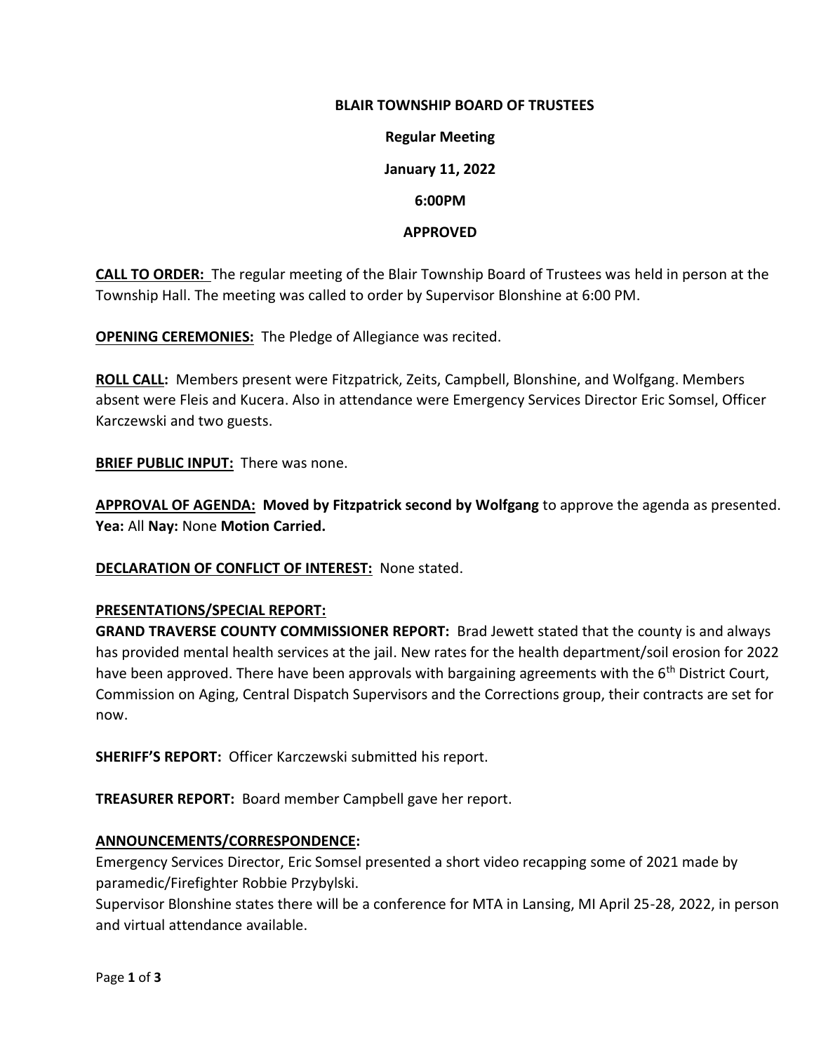**BLAIR TOWNSHIP BOARD OF TRUSTEES**

**Regular Meeting**

**January 11, 2022**

**6:00PM**

**APPROVED**

**CALL TO ORDER:** The regular meeting of the Blair Township Board of Trustees was held in person at the Township Hall. The meeting was called to order by Supervisor Blonshine at 6:00 PM.

**OPENING CEREMONIES:** The Pledge of Allegiance was recited.

**ROLL CALL:** Members present were Fitzpatrick, Zeits, Campbell, Blonshine, and Wolfgang. Members absent were Fleis and Kucera. Also in attendance were Emergency Services Director Eric Somsel, Officer Karczewski and two guests.

**BRIEF PUBLIC INPUT:** There was none.

**APPROVAL OF AGENDA: Moved by Fitzpatrick second by Wolfgang** to approve the agenda as presented. **Yea:** All **Nay:** None **Motion Carried.**

**DECLARATION OF CONFLICT OF INTEREST:** None stated.

**PRESENTATIONS/SPECIAL REPORT:**

**GRAND TRAVERSE COUNTY COMMISSIONER REPORT:** Brad Jewett stated that the county is and always has provided mental health services at the jail. New rates for the health department/soil erosion for 2022 have been approved. There have been approvals with bargaining agreements with the 6th District Court, Commission on Aging, Central Dispatch Supervisors and the Corrections group, their contracts are set for now.

**SHERIFF'S REPORT:** Officer Karczewski submitted his report.

**TREASURER REPORT:** Board member Campbell gave her report.

**ANNOUNCEMENTS/CORRESPONDENCE:**

Emergency Services Director, Eric Somsel presented a short video recapping some of 2021 made by paramedic/Firefighter Robbie Przybylski.

Supervisor Blonshine states there will be a conference for MTA in Lansing, MI April 25-28, 2022, in person and virtual attendance available.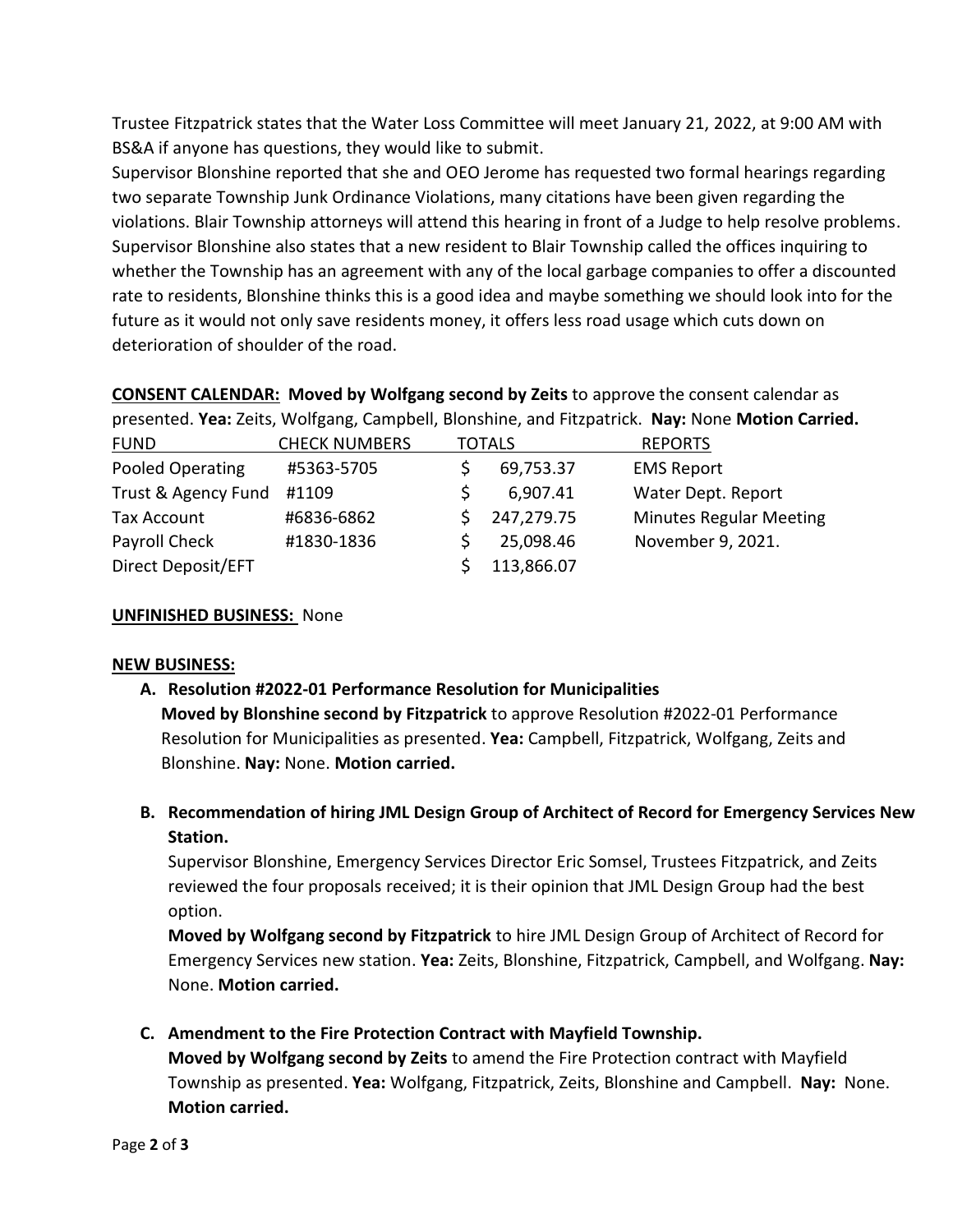Trustee Fitzpatrick states that the Water Loss Committee will meet January 21, 2022, at 9:00 AM with BS&A if anyone has questions, they would like to submit.
Supervisor Blonshine reported that she and OEO Jerome has requested two formal hearings regarding two separate Township Junk Ordinance Violations, many citations have been given regarding the violations. Blair Township attorneys will attend this hearing in front of a Judge to help resolve problems. Supervisor Blonshine also states that a new resident to Blair Township called the offices inquiring to whether the Township has an agreement with any of the local garbage companies to offer a discounted rate to residents, Blonshine thinks this is a good idea and maybe something we should look into for the future as it would not only save residents money, it offers less road usage which cuts down on deterioration of shoulder of the road.

**CONSENT CALENDAR: Moved by Wolfgang second by Zeits** to approve the consent calendar as presented. **Yea:** Zeits, Wolfgang, Campbell, Blonshine, and Fitzpatrick. **Nay:** None **Motion Carried.**

| FUND | CHECK NUMBERS | TOTALS | REPORTS |
|---|---|---|---|
| Pooled Operating | #5363-5705 | $ 69,753.37 | EMS Report |
| Trust & Agency Fund | #1109 | $ 6,907.41 | Water Dept. Report |
| Tax Account | #6836-6862 | $ 247,279.75 | Minutes Regular Meeting |
| Payroll Check | #1830-1836 | $ 25,098.46 | November 9, 2021. |
| Direct Deposit/EFT | | $ 113,866.07 | |

**UNFINISHED BUSINESS:** None

**NEW BUSINESS:**

**A. Resolution #2022-01 Performance Resolution for Municipalities**
**Moved by Blonshine second by Fitzpatrick** to approve Resolution #2022-01 Performance Resolution for Municipalities as presented. **Yea:** Campbell, Fitzpatrick, Wolfgang, Zeits and Blonshine. **Nay:** None. **Motion carried.**

**B. Recommendation of hiring JML Design Group of Architect of Record for Emergency Services New Station.**
Supervisor Blonshine, Emergency Services Director Eric Somsel, Trustees Fitzpatrick, and Zeits reviewed the four proposals received; it is their opinion that JML Design Group had the best option.
**Moved by Wolfgang second by Fitzpatrick** to hire JML Design Group of Architect of Record for Emergency Services new station. **Yea:** Zeits, Blonshine, Fitzpatrick, Campbell, and Wolfgang. **Nay:** None. **Motion carried.**

**C. Amendment to the Fire Protection Contract with Mayfield Township.**
**Moved by Wolfgang second by Zeits** to amend the Fire Protection contract with Mayfield Township as presented. **Yea:** Wolfgang, Fitzpatrick, Zeits, Blonshine and Campbell. **Nay:** None. **Motion carried.**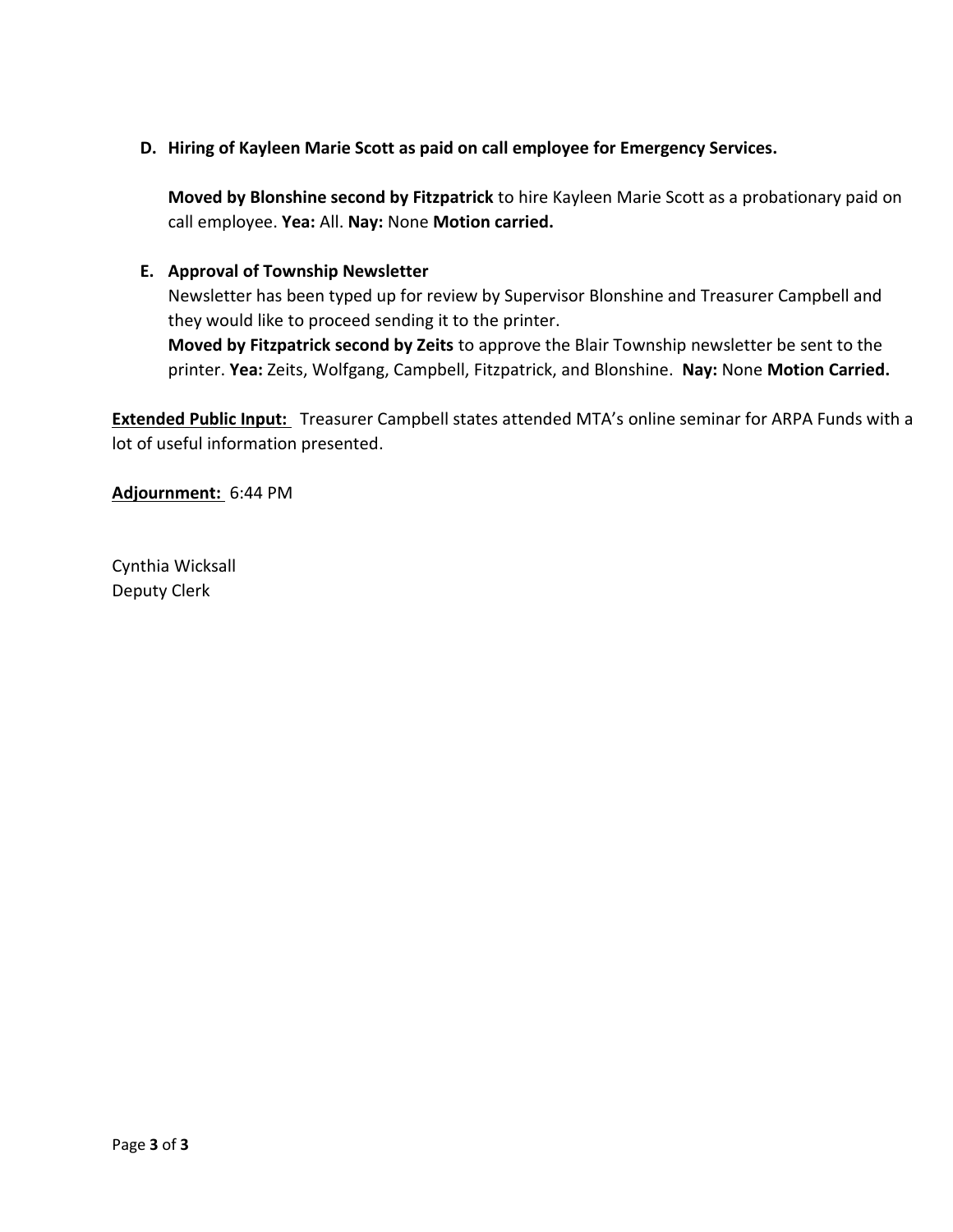**D. Hiring of Kayleen Marie Scott as paid on call employee for Emergency Services.**

**Moved by Blonshine second by Fitzpatrick** to hire Kayleen Marie Scott as a probationary paid on call employee. **Yea:** All. **Nay:** None **Motion carried.**

**E. Approval of Township Newsletter**

Newsletter has been typed up for review by Supervisor Blonshine and Treasurer Campbell and they would like to proceed sending it to the printer.

**Moved by Fitzpatrick second by Zeits** to approve the Blair Township newsletter be sent to the printer. **Yea:** Zeits, Wolfgang, Campbell, Fitzpatrick, and Blonshine. **Nay:** None **Motion Carried.**

**Extended Public Input:** Treasurer Campbell states attended MTA's online seminar for ARPA Funds with a lot of useful information presented.

**Adjournment:** 6:44 PM

Cynthia Wicksall
Deputy Clerk